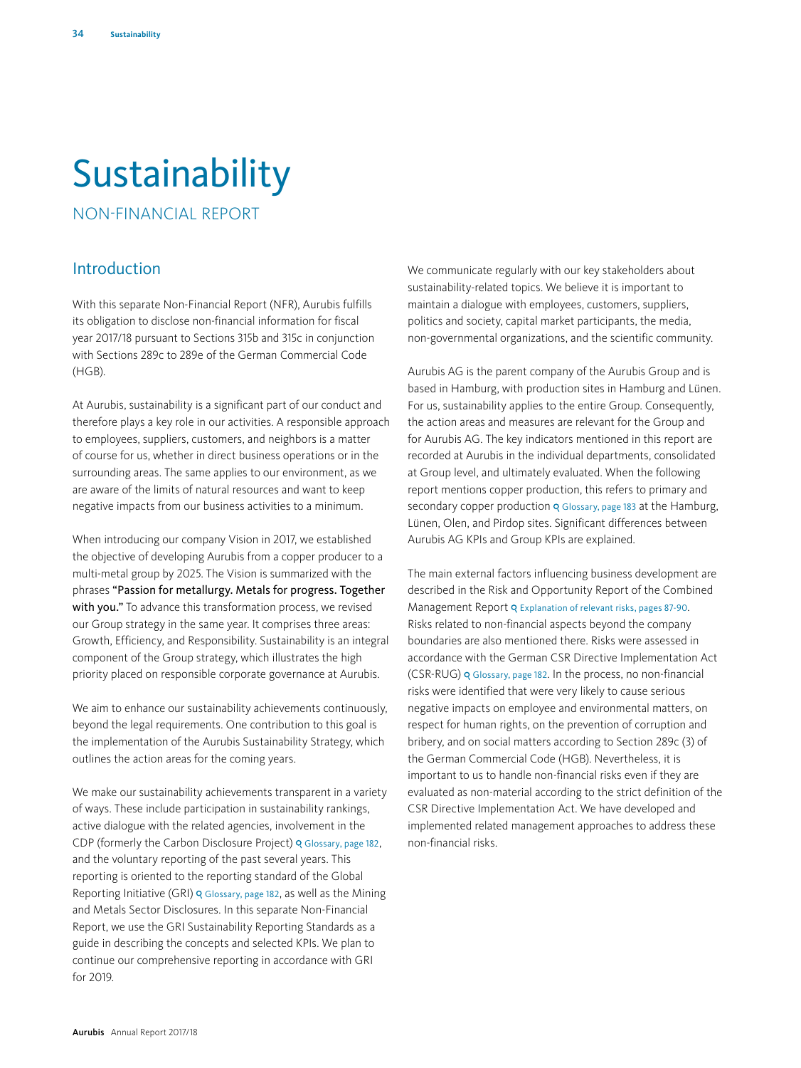# Sustainability

## NON-FINANCIAL REPORT

### Introduction

With this separate Non-Financial Report (NFR), Aurubis fulfills its obligation to disclose non-financial information for fiscal year 2017/18 pursuant to Sections 315b and 315c in conjunction with Sections 289c to 289e of the German Commercial Code (HGB).

At Aurubis, sustainability is a significant part of our conduct and therefore plays a key role in our activities. A responsible approach to employees, suppliers, customers, and neighbors is a matter of course for us, whether in direct business operations or in the surrounding areas. The same applies to our environment, as we are aware of the limits of natural resources and want to keep negative impacts from our business activities to a minimum.

When introducing our company Vision in 2017, we established the objective of developing Aurubis from a copper producer to a multi-metal group by 2025. The Vision is summarized with the phrases **"Passion for metallurgy. Metals for progress. Together with you."** To advance this transformation process, we revised our Group strategy in the same year. It comprises three areas: Growth, Efficiency, and Responsibility. Sustainability is an integral component of the Group strategy, which illustrates the high priority placed on responsible corporate governance at Aurubis.

We aim to enhance our sustainability achievements continuously, beyond the legal requirements. One contribution to this goal is the implementation of the Aurubis Sustainability Strategy, which outlines the action areas for the coming years.

We make our sustainability achievements transparent in a variety of ways. These include participation in sustainability rankings, active dialogue with the related agencies, involvement in the CDP (formerly the Carbon Disclosure Project) Glossary, page 182, and the voluntary reporting of the past several years. This reporting is oriented to the reporting standard of the Global Reporting Initiative (GRI) Glossary, page 182, as well as the Mining and Metals Sector Disclosures. In this separate Non-Financial Report, we use the GRI Sustainability Reporting Standards as a guide in describing the concepts and selected KPIs. We plan to continue our comprehensive reporting in accordance with GRI for 2019.

We communicate regularly with our key stakeholders about sustainability-related topics. We believe it is important to maintain a dialogue with employees, customers, suppliers, politics and society, capital market participants, the media, non-governmental organizations, and the scientific community.

Aurubis AG is the parent company of the Aurubis Group and is based in Hamburg, with production sites in Hamburg and Lünen. For us, sustainability applies to the entire Group. Consequently, the action areas and measures are relevant for the Group and for Aurubis AG. The key indicators mentioned in this report are recorded at Aurubis in the individual departments, consolidated at Group level, and ultimately evaluated. When the following report mentions copper production, this refers to primary and secondary copper production Glossary, page 183 at the Hamburg, Lünen, Olen, and Pirdop sites. Significant differences between Aurubis AG KPIs and Group KPIs are explained.

The main external factors influencing business development are described in the Risk and Opportunity Report of the Combined Management Report Explanation of relevant risks, pages 87-90. Risks related to non-financial aspects beyond the company boundaries are also mentioned there. Risks were assessed in accordance with the German CSR Directive Implementation Act (CSR-RUG) Glossary, page 182. In the process, no non-financial risks were identified that were very likely to cause serious negative impacts on employee and environmental matters, on respect for human rights, on the prevention of corruption and bribery, and on social matters according to Section 289c (3) of the German Commercial Code (HGB). Nevertheless, it is important to us to handle non-financial risks even if they are evaluated as non-material according to the strict definition of the CSR Directive Implementation Act. We have developed and implemented related management approaches to address these non-financial risks.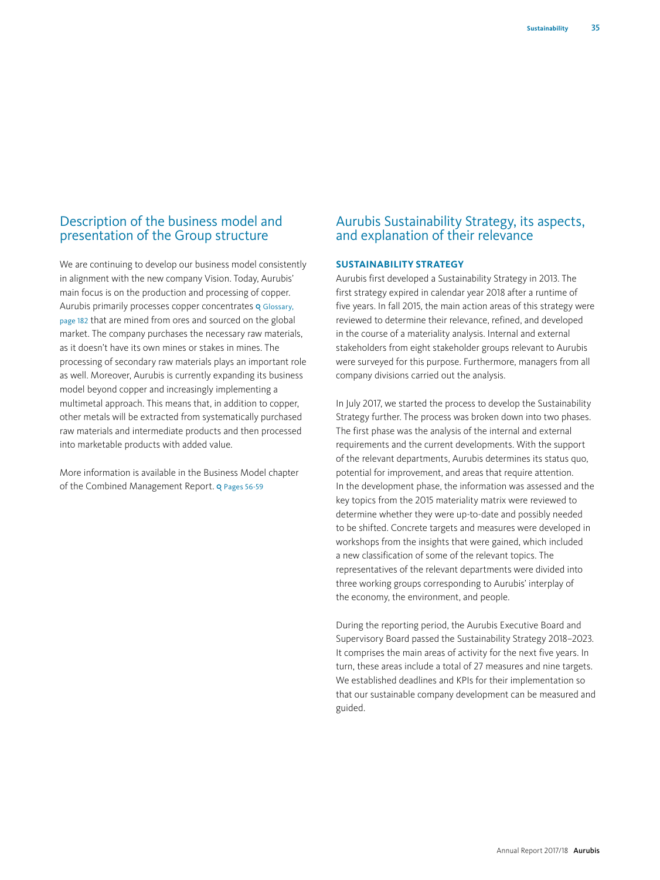## Description of the business model and presentation of the Group structure

We are continuing to develop our business model consistently in alignment with the new company Vision. Today, Aurubis' main focus is on the production and processing of copper. Aurubis primarily processes copper concentrates (Glossary, page 182) that are mined from ores and sourced on the global market. The company purchases the necessary raw materials, as it doesn't have its own mines or stakes in mines. The processing of secondary raw materials plays an important role as well. Moreover, Aurubis is currently expanding its business model beyond copper and increasingly implementing a multimetal approach. This means that, in addition to copper, other metals will be extracted from systematically purchased raw materials and intermediate products and then processed into marketable products with added value.

More information is available in the Business Model chapter of the Combined Management Report. (Pages 56-59)

## Aurubis Sustainability Strategy, its aspects, and explanation of their relevance

### SUSTAINABILITY STRATEGY

Aurubis first developed a Sustainability Strategy in 2013. The first strategy expired in calendar year 2018 after a runtime of five years. In fall 2015, the main action areas of this strategy were reviewed to determine their relevance, refined, and developed in the course of a materiality analysis. Internal and external stakeholders from eight stakeholder groups relevant to Aurubis were surveyed for this purpose. Furthermore, managers from all company divisions carried out the analysis.

In July 2017, we started the process to develop the Sustainability Strategy further. The process was broken down into two phases. The first phase was the analysis of the internal and external requirements and the current developments. With the support of the relevant departments, Aurubis determines its status quo, potential for improvement, and areas that require attention. In the development phase, the information was assessed and the key topics from the 2015 materiality matrix were reviewed to determine whether they were up-to-date and possibly needed to be shifted. Concrete targets and measures were developed in workshops from the insights that were gained, which included a new classification of some of the relevant topics. The representatives of the relevant departments were divided into three working groups corresponding to Aurubis' interplay of the economy, the environment, and people.

During the reporting period, the Aurubis Executive Board and Supervisory Board passed the Sustainability Strategy 2018–2023. It comprises the main areas of activity for the next five years. In turn, these areas include a total of 27 measures and nine targets. We established deadlines and KPIs for their implementation so that our sustainable company development can be measured and guided.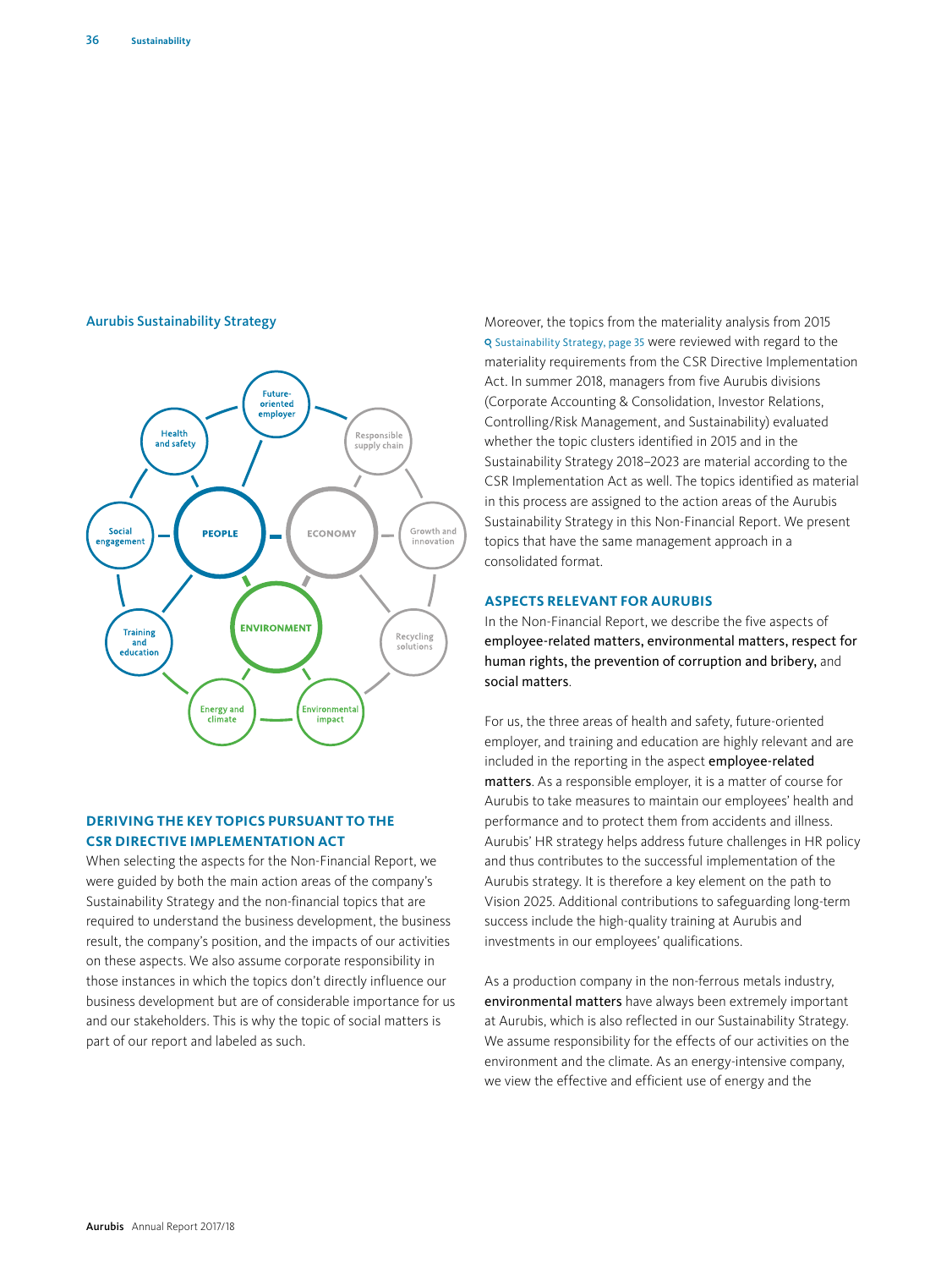### Aurubis Sustainability Strategy

PEOPLE — Future-oriented employer, Health and safety, Social engagement, Training and education

ECONOMY — Responsible supply chain, Growth and innovation, Recycling solutions

ENVIRONMENT — Energy and climate, Environmental impact

## DERIVING THE KEY TOPICS PURSUANT TO THE CSR DIRECTIVE IMPLEMENTATION ACT

When selecting the aspects for the Non-Financial Report, we were guided by both the main action areas of the company's Sustainability Strategy and the non-financial topics that are required to understand the business development, the business result, the company's position, and the impacts of our activities on these aspects. We also assume corporate responsibility in those instances in which the topics don't directly influence our business development but are of considerable importance for us and our stakeholders. This is why the topic of social matters is part of our report and labeled as such.

Moreover, the topics from the materiality analysis from 2015 (Sustainability Strategy, page 35) were reviewed with regard to the materiality requirements from the CSR Directive Implementation Act. In summer 2018, managers from five Aurubis divisions (Corporate Accounting & Consolidation, Investor Relations, Controlling/Risk Management, and Sustainability) evaluated whether the topic clusters identified in 2015 and in the Sustainability Strategy 2018–2023 are material according to the CSR Implementation Act as well. The topics identified as material in this process are assigned to the action areas of the Aurubis Sustainability Strategy in this Non-Financial Report. We present topics that have the same management approach in a consolidated format.

## ASPECTS RELEVANT FOR AURUBIS

In the Non-Financial Report, we describe the five aspects of employee-related matters, environmental matters, respect for human rights, the prevention of corruption and bribery, and social matters.

For us, the three areas of health and safety, future-oriented employer, and training and education are highly relevant and are included in the reporting in the aspect employee-related matters. As a responsible employer, it is a matter of course for Aurubis to take measures to maintain our employees' health and performance and to protect them from accidents and illness. Aurubis' HR strategy helps address future challenges in HR policy and thus contributes to the successful implementation of the Aurubis strategy. It is therefore a key element on the path to Vision 2025. Additional contributions to safeguarding long-term success include the high-quality training at Aurubis and investments in our employees' qualifications.

As a production company in the non-ferrous metals industry, environmental matters have always been extremely important at Aurubis, which is also reflected in our Sustainability Strategy. We assume responsibility for the effects of our activities on the environment and the climate. As an energy-intensive company, we view the effective and efficient use of energy and the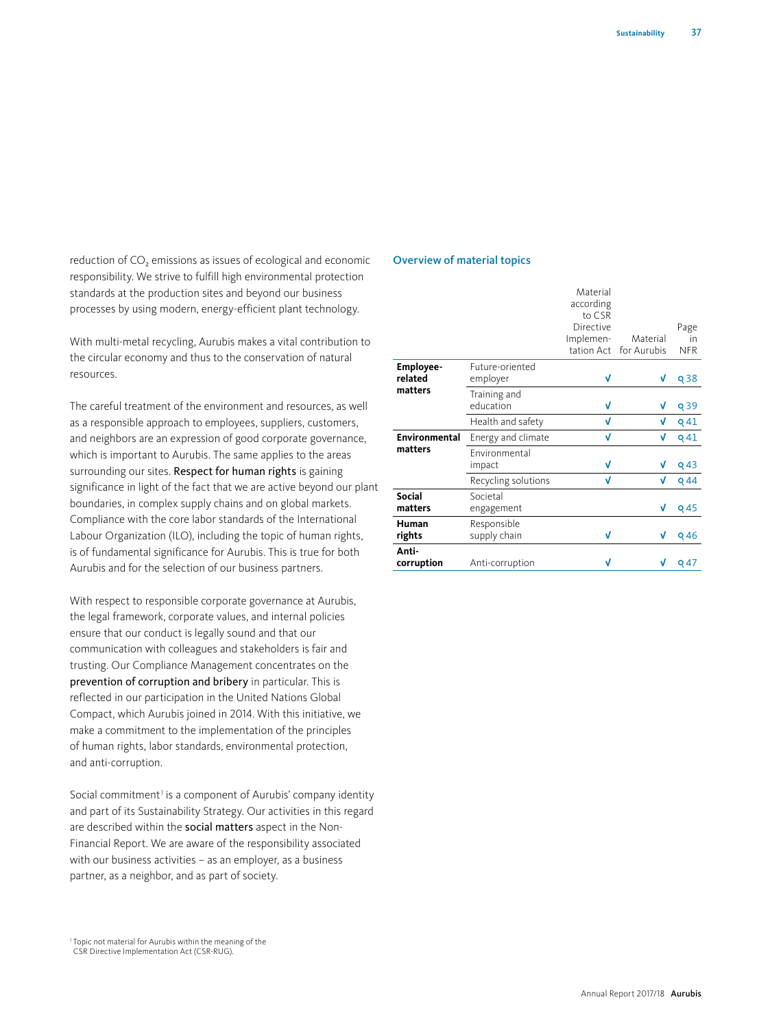reduction of $CO_2$ emissions as issues of ecological and economic responsibility. We strive to fulfill high environmental protection standards at the production sites and beyond our business processes by using modern, energy-efficient plant technology.

With multi-metal recycling, Aurubis makes a vital contribution to the circular economy and thus to the conservation of natural resources.

The careful treatment of the environment and resources, as well as a responsible approach to employees, suppliers, customers, and neighbors are an expression of good corporate governance, which is important to Aurubis. The same applies to the areas surrounding our sites. Respect for human rights is gaining significance in light of the fact that we are active beyond our plant boundaries, in complex supply chains and on global markets. Compliance with the core labor standards of the International Labour Organization (ILO), including the topic of human rights, is of fundamental significance for Aurubis. This is true for both Aurubis and for the selection of our business partners.

With respect to responsible corporate governance at Aurubis, the legal framework, corporate values, and internal policies ensure that our conduct is legally sound and that our communication with colleagues and stakeholders is fair and trusting. Our Compliance Management concentrates on the prevention of corruption and bribery in particular. This is reflected in our participation in the United Nations Global Compact, which Aurubis joined in 2014. With this initiative, we make a commitment to the implementation of the principles of human rights, labor standards, environmental protection, and anti-corruption.

Social commitment[1] is a component of Aurubis' company identity and part of its Sustainability Strategy. Our activities in this regard are described within the social matters aspect in the Non-Financial Report. We are aware of the responsibility associated with our business activities – as an employer, as a business partner, as a neighbor, and as part of society.

### Overview of material topics

| | | Material according to CSR Directive Implementation Act | Material for Aurubis | Page in NFR |
|---|---|---|---|---|
| **Employee-related matters** | Future-oriented employer | √ | √ | 38 |
| | Training and education | √ | √ | 39 |
| | Health and safety | √ | √ | 41 |
| **Environmental matters** | Energy and climate | √ | √ | 41 |
| | Environmental impact | √ | √ | 43 |
| | Recycling solutions | √ | √ | 44 |
| **Social matters** | Societal engagement | | √ | 45 |
| **Human rights** | Responsible supply chain | √ | √ | 46 |
| **Anti-corruption** | Anti-corruption | √ | √ | 47 |

[1] Topic not material for Aurubis within the meaning of the CSR Directive Implementation Act (CSR-RUG).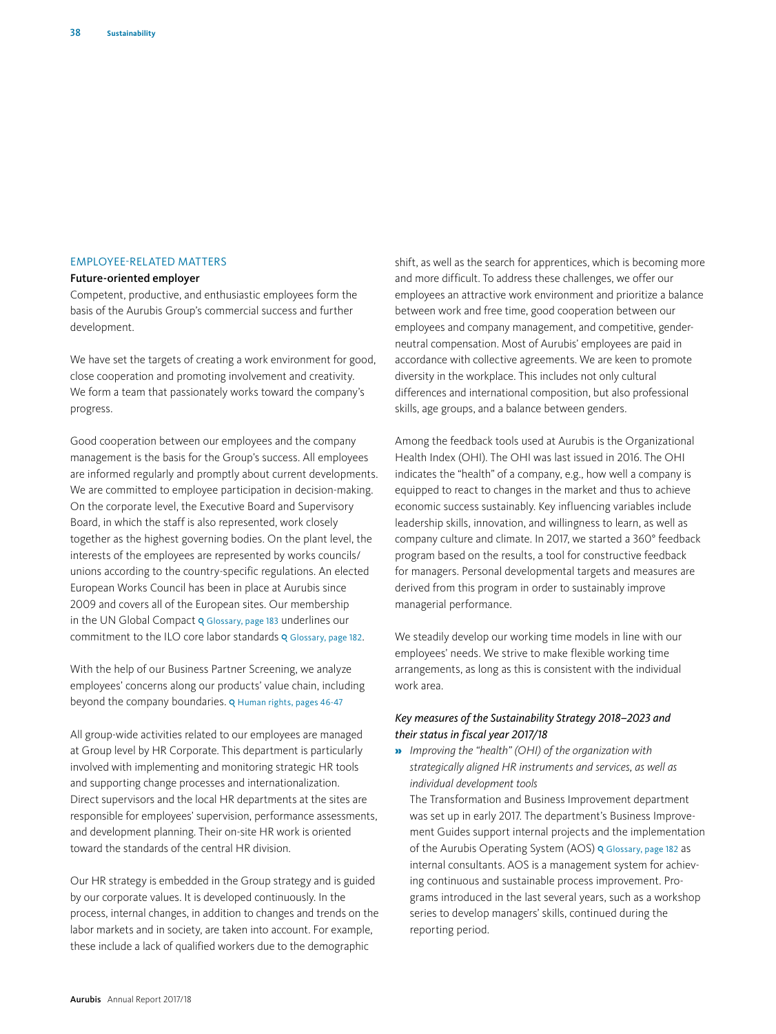## EMPLOYEE-RELATED MATTERS

### Future-oriented employer

Competent, productive, and enthusiastic employees form the basis of the Aurubis Group's commercial success and further development.

We have set the targets of creating a work environment for good, close cooperation and promoting involvement and creativity. We form a team that passionately works toward the company's progress.

Good cooperation between our employees and the company management is the basis for the Group's success. All employees are informed regularly and promptly about current developments. We are committed to employee participation in decision-making. On the corporate level, the Executive Board and Supervisory Board, in which the staff is also represented, work closely together as the highest governing bodies. On the plant level, the interests of the employees are represented by works councils/unions according to the country-specific regulations. An elected European Works Council has been in place at Aurubis since 2009 and covers all of the European sites. Our membership in the UN Global Compact Glossary, page 183 underlines our commitment to the ILO core labor standards Glossary, page 182.

With the help of our Business Partner Screening, we analyze employees' concerns along our products' value chain, including beyond the company boundaries. Human rights, pages 46-47

All group-wide activities related to our employees are managed at Group level by HR Corporate. This department is particularly involved with implementing and monitoring strategic HR tools and supporting change processes and internationalization. Direct supervisors and the local HR departments at the sites are responsible for employees' supervision, performance assessments, and development planning. Their on-site HR work is oriented toward the standards of the central HR division.

Our HR strategy is embedded in the Group strategy and is guided by our corporate values. It is developed continuously. In the process, internal changes, in addition to changes and trends on the labor markets and in society, are taken into account. For example, these include a lack of qualified workers due to the demographic shift, as well as the search for apprentices, which is becoming more and more difficult. To address these challenges, we offer our employees an attractive work environment and prioritize a balance between work and free time, good cooperation between our employees and company management, and competitive, gender-neutral compensation. Most of Aurubis' employees are paid in accordance with collective agreements. We are keen to promote diversity in the workplace. This includes not only cultural differences and international composition, but also professional skills, age groups, and a balance between genders.

Among the feedback tools used at Aurubis is the Organizational Health Index (OHI). The OHI was last issued in 2016. The OHI indicates the "health" of a company, e.g., how well a company is equipped to react to changes in the market and thus to achieve economic success sustainably. Key influencing variables include leadership skills, innovation, and willingness to learn, as well as company culture and climate. In 2017, we started a 360° feedback program based on the results, a tool for constructive feedback for managers. Personal developmental targets and measures are derived from this program in order to sustainably improve managerial performance.

We steadily develop our working time models in line with our employees' needs. We strive to make flexible working time arrangements, as long as this is consistent with the individual work area.

*Key measures of the Sustainability Strategy 2018–2023 and their status in fiscal year 2017/18*

» *Improving the "health" (OHI) of the organization with strategically aligned HR instruments and services, as well as individual development tools*

The Transformation and Business Improvement department was set up in early 2017. The department's Business Improvement Guides support internal projects and the implementation of the Aurubis Operating System (AOS) Glossary, page 182 as internal consultants. AOS is a management system for achieving continuous and sustainable process improvement. Programs introduced in the last several years, such as a workshop series to develop managers' skills, continued during the reporting period.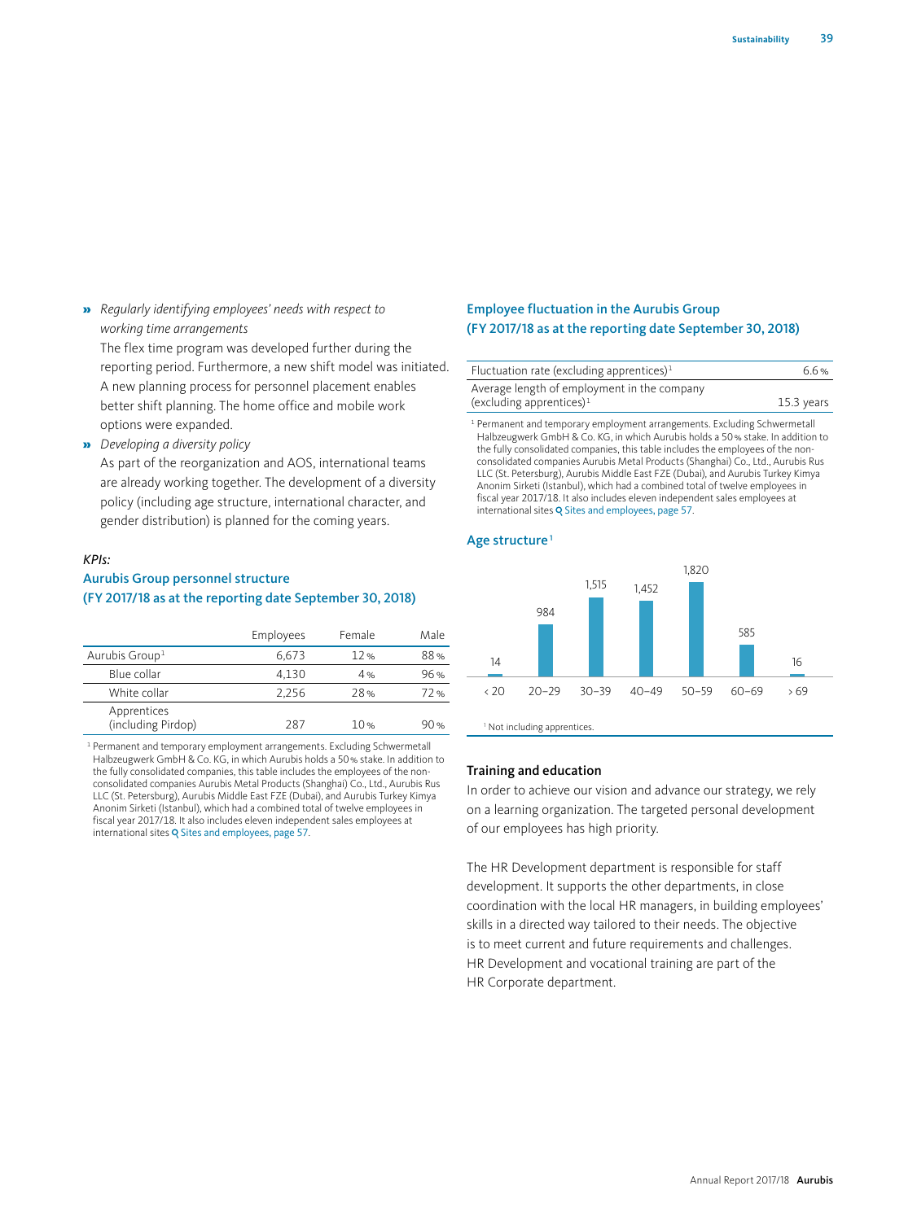» *Regularly identifying employees' needs with respect to working time arrangements*
The flex time program was developed further during the reporting period. Furthermore, a new shift model was initiated. A new planning process for personnel placement enables better shift planning. The home office and mobile work options were expanded.

» *Developing a diversity policy*
As part of the reorganization and AOS, international teams are already working together. The development of a diversity policy (including age structure, international character, and gender distribution) is planned for the coming years.

*KPIs:*

### Aurubis Group personnel structure (FY 2017/18 as at the reporting date September 30, 2018)

| | Employees | Female | Male |
|---|---|---|---|
| Aurubis Group[1] | 6,673 | 12 % | 88 % |
| Blue collar | 4,130 | 4 % | 96 % |
| White collar | 2,256 | 28 % | 72 % |
| Apprentices (including Pirdop) | 287 | 10 % | 90 % |

[1] Permanent and temporary employment arrangements. Excluding Schwermetall Halbzeugwerk GmbH & Co. KG, in which Aurubis holds a 50 % stake. In addition to the fully consolidated companies, this table includes the employees of the non-consolidated companies Aurubis Metal Products (Shanghai) Co., Ltd., Aurubis Rus LLC (St. Petersburg), Aurubis Middle East FZE (Dubai), and Aurubis Turkey Kimya Anonim Sirketi (Istanbul), which had a combined total of twelve employees in fiscal year 2017/18. It also includes eleven independent sales employees at international sites Sites and employees, page 57.

### Employee fluctuation in the Aurubis Group (FY 2017/18 as at the reporting date September 30, 2018)

| | |
|---|---|
| Fluctuation rate (excluding apprentices)[1] | 6.6 % |
| Average length of employment in the company (excluding apprentices)[1] | 15.3 years |

[1] Permanent and temporary employment arrangements. Excluding Schwermetall Halbzeugwerk GmbH & Co. KG, in which Aurubis holds a 50 % stake. In addition to the fully consolidated companies, this table includes the employees of the non-consolidated companies Aurubis Metal Products (Shanghai) Co., Ltd., Aurubis Rus LLC (St. Petersburg), Aurubis Middle East FZE (Dubai), and Aurubis Turkey Kimya Anonim Sirketi (Istanbul), which had a combined total of twelve employees in fiscal year 2017/18. It also includes eleven independent sales employees at international sites Sites and employees, page 57.

### Age structure[1]

| < 20 | 20–29 | 30–39 | 40–49 | 50–59 | 60–69 | > 69 |
|---|---|---|---|---|---|---|
| 14 | 984 | 1,515 | 1,452 | 1,820 | 585 | 16 |

[1] Not including apprentices.

### Training and education

In order to achieve our vision and advance our strategy, we rely on a learning organization. The targeted personal development of our employees has high priority.

The HR Development department is responsible for staff development. It supports the other departments, in close coordination with the local HR managers, in building employees' skills in a directed way tailored to their needs. The objective is to meet current and future requirements and challenges. HR Development and vocational training are part of the HR Corporate department.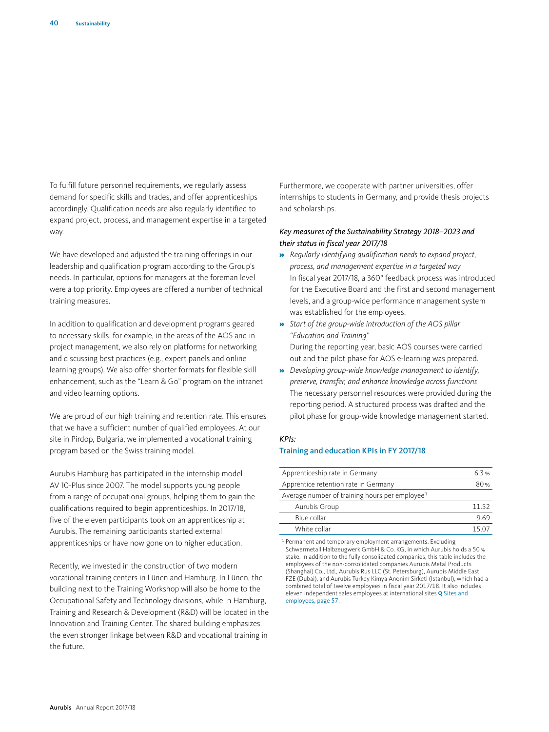To fulfill future personnel requirements, we regularly assess demand for specific skills and trades, and offer apprenticeships accordingly. Qualification needs are also regularly identified to expand project, process, and management expertise in a targeted way.

We have developed and adjusted the training offerings in our leadership and qualification program according to the Group's needs. In particular, options for managers at the foreman level were a top priority. Employees are offered a number of technical training measures.

In addition to qualification and development programs geared to necessary skills, for example, in the areas of the AOS and in project management, we also rely on platforms for networking and discussing best practices (e.g., expert panels and online learning groups). We also offer shorter formats for flexible skill enhancement, such as the "Learn & Go" program on the intranet and video learning options.

We are proud of our high training and retention rate. This ensures that we have a sufficient number of qualified employees. At our site in Pirdop, Bulgaria, we implemented a vocational training program based on the Swiss training model.

Aurubis Hamburg has participated in the internship model AV 10-Plus since 2007. The model supports young people from a range of occupational groups, helping them to gain the qualifications required to begin apprenticeships. In 2017/18, five of the eleven participants took on an apprenticeship at Aurubis. The remaining participants started external apprenticeships or have now gone on to higher education.

Recently, we invested in the construction of two modern vocational training centers in Lünen and Hamburg. In Lünen, the building next to the Training Workshop will also be home to the Occupational Safety and Technology divisions, while in Hamburg, Training and Research & Development (R&D) will be located in the Innovation and Training Center. The shared building emphasizes the even stronger linkage between R&D and vocational training in the future.

Furthermore, we cooperate with partner universities, offer internships to students in Germany, and provide thesis projects and scholarships.

*Key measures of the Sustainability Strategy 2018–2023 and their status in fiscal year 2017/18*

- *Regularly identifying qualification needs to expand project, process, and management expertise in a targeted way*
  In fiscal year 2017/18, a 360° feedback process was introduced for the Executive Board and the first and second management levels, and a group-wide performance management system was established for the employees.
- *Start of the group-wide introduction of the AOS pillar "Education and Training"*
  During the reporting year, basic AOS courses were carried out and the pilot phase for AOS e-learning was prepared.
- *Developing group-wide knowledge management to identify, preserve, transfer, and enhance knowledge across functions*
  The necessary personnel resources were provided during the reporting period. A structured process was drafted and the pilot phase for group-wide knowledge management started.

*KPIs:*

**Training and education KPIs in FY 2017/18**

| | |
|---|---|
| Apprenticeship rate in Germany | 6.3 % |
| Apprentice retention rate in Germany | 80 % |
| Average number of training hours per employee[1] | |
| Aurubis Group | 11.52 |
| Blue collar | 9.69 |
| White collar | 15.07 |

[1] Permanent and temporary employment arrangements. Excluding Schwermetall Halbzeugwerk GmbH & Co. KG, in which Aurubis holds a 50 % stake. In addition to the fully consolidated companies, this table includes the employees of the non-consolidated companies Aurubis Metal Products (Shanghai) Co., Ltd., Aurubis Rus LLC (St. Petersburg), Aurubis Middle East FZE (Dubai), and Aurubis Turkey Kimya Anonim Sirketi (Istanbul), which had a combined total of twelve employees in fiscal year 2017/18. It also includes eleven independent sales employees at international sites Sites and employees, page 57.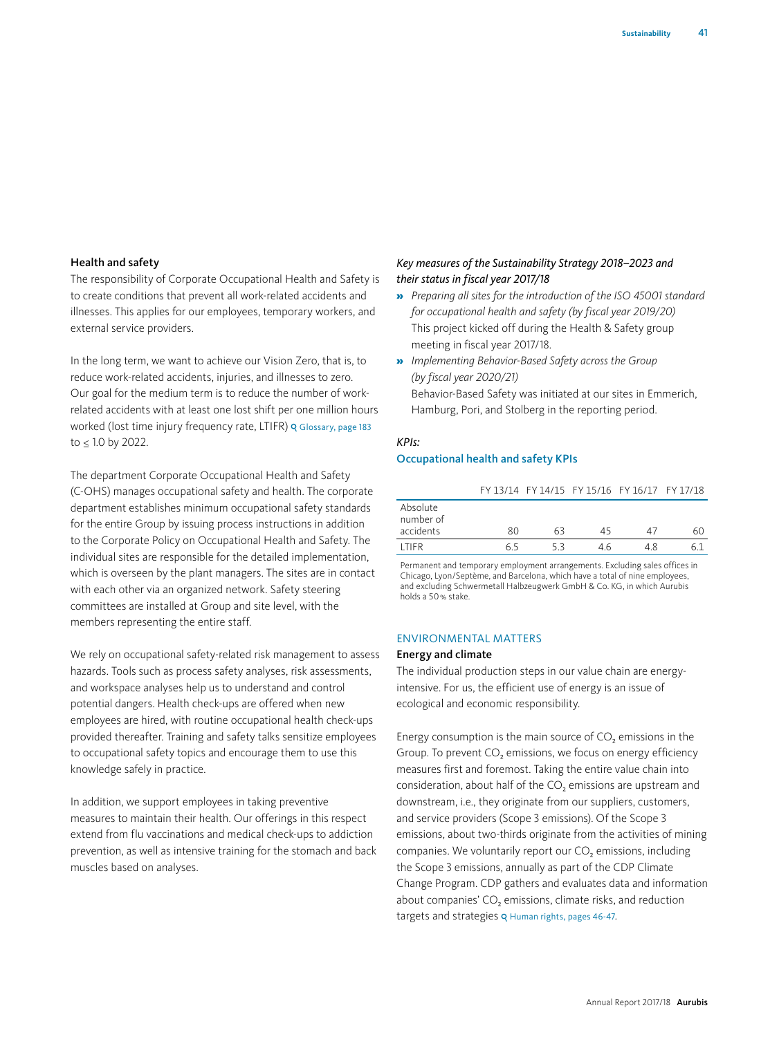### Health and safety

The responsibility of Corporate Occupational Health and Safety is to create conditions that prevent all work-related accidents and illnesses. This applies for our employees, temporary workers, and external service providers.

In the long term, we want to achieve our Vision Zero, that is, to reduce work-related accidents, injuries, and illnesses to zero. Our goal for the medium term is to reduce the number of work-related accidents with at least one lost shift per one million hours worked (lost time injury frequency rate, LTIFR) Glossary, page 183 to ≤ 1.0 by 2022.

The department Corporate Occupational Health and Safety (C-OHS) manages occupational safety and health. The corporate department establishes minimum occupational safety standards for the entire Group by issuing process instructions in addition to the Corporate Policy on Occupational Health and Safety. The individual sites are responsible for the detailed implementation, which is overseen by the plant managers. The sites are in contact with each other via an organized network. Safety steering committees are installed at Group and site level, with the members representing the entire staff.

We rely on occupational safety-related risk management to assess hazards. Tools such as process safety analyses, risk assessments, and workspace analyses help us to understand and control potential dangers. Health check-ups are offered when new employees are hired, with routine occupational health check-ups provided thereafter. Training and safety talks sensitize employees to occupational safety topics and encourage them to use this knowledge safely in practice.

In addition, we support employees in taking preventive measures to maintain their health. Our offerings in this respect extend from flu vaccinations and medical check-ups to addiction prevention, as well as intensive training for the stomach and back muscles based on analyses.

*Key measures of the Sustainability Strategy 2018–2023 and their status in fiscal year 2017/18*

- *Preparing all sites for the introduction of the ISO 45001 standard for occupational health and safety (by fiscal year 2019/20)*
  This project kicked off during the Health & Safety group meeting in fiscal year 2017/18.
- *Implementing Behavior-Based Safety across the Group (by fiscal year 2020/21)*
  Behavior-Based Safety was initiated at our sites in Emmerich, Hamburg, Pori, and Stolberg in the reporting period.

*KPIs:*

**Occupational health and safety KPIs**

| | FY 13/14 | FY 14/15 | FY 15/16 | FY 16/17 | FY 17/18 |
|---|---|---|---|---|---|
| Absolute number of accidents | 80 | 63 | 45 | 47 | 60 |
| LTIFR | 6.5 | 5.3 | 4.6 | 4.8 | 6.1 |

Permanent and temporary employment arrangements. Excluding sales offices in Chicago, Lyon/Septème, and Barcelona, which have a total of nine employees, and excluding Schwermetall Halbzeugwerk GmbH & Co. KG, in which Aurubis holds a 50 % stake.

## ENVIRONMENTAL MATTERS

### Energy and climate

The individual production steps in our value chain are energy-intensive. For us, the efficient use of energy is an issue of ecological and economic responsibility.

Energy consumption is the main source of $CO_2$ emissions in the Group. To prevent $CO_2$ emissions, we focus on energy efficiency measures first and foremost. Taking the entire value chain into consideration, about half of the $CO_2$ emissions are upstream and downstream, i.e., they originate from our suppliers, customers, and service providers (Scope 3 emissions). Of the Scope 3 emissions, about two-thirds originate from the activities of mining companies. We voluntarily report our $CO_2$ emissions, including the Scope 3 emissions, annually as part of the CDP Climate Change Program. CDP gathers and evaluates data and information about companies' $CO_2$ emissions, climate risks, and reduction targets and strategies Human rights, pages 46-47.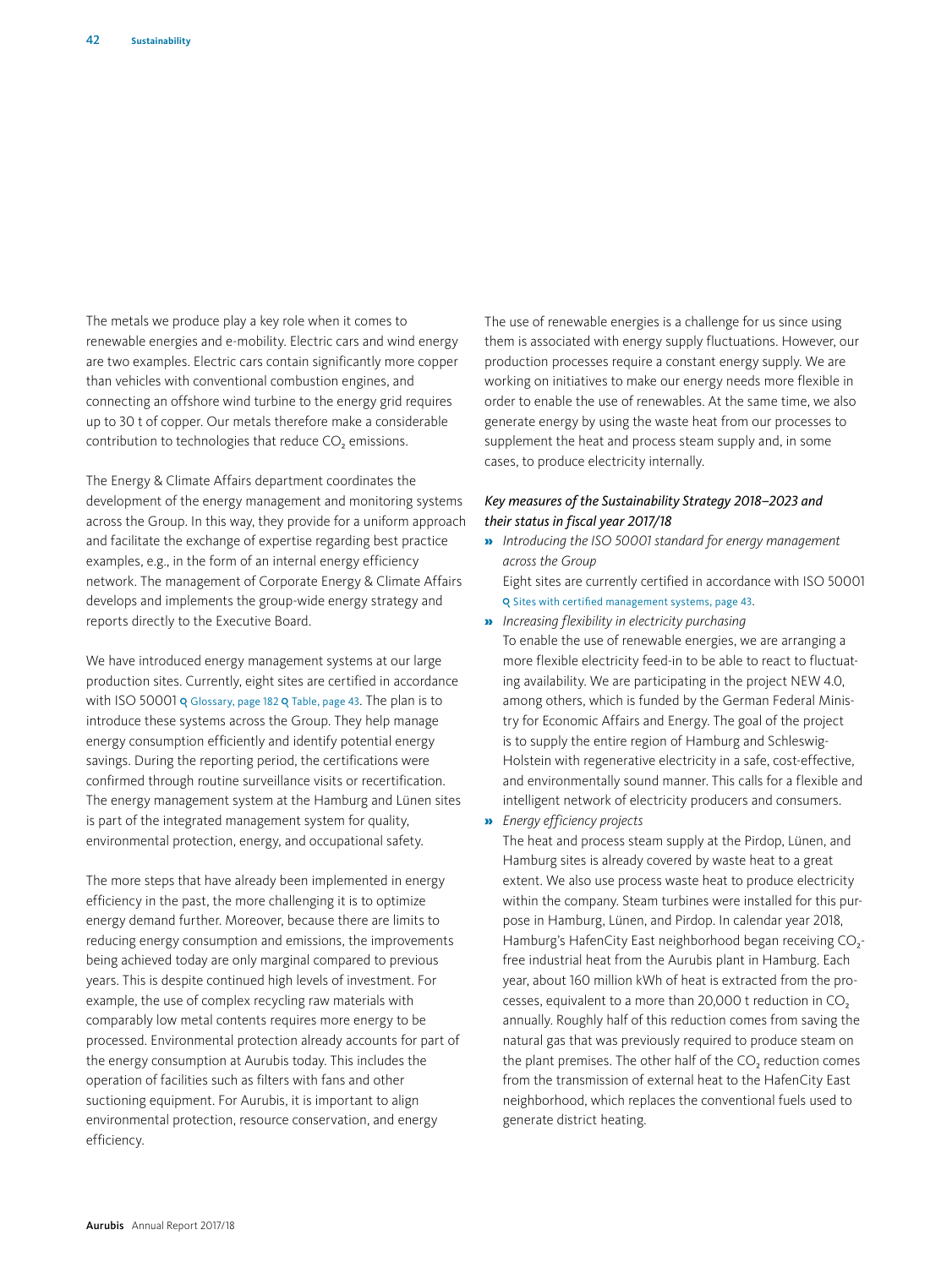The metals we produce play a key role when it comes to renewable energies and e-mobility. Electric cars and wind energy are two examples. Electric cars contain significantly more copper than vehicles with conventional combustion engines, and connecting an offshore wind turbine to the energy grid requires up to 30 t of copper. Our metals therefore make a considerable contribution to technologies that reduce $CO_2$ emissions.

The Energy & Climate Affairs department coordinates the development of the energy management and monitoring systems across the Group. In this way, they provide for a uniform approach and facilitate the exchange of expertise regarding best practice examples, e.g., in the form of an internal energy efficiency network. The management of Corporate Energy & Climate Affairs develops and implements the group-wide energy strategy and reports directly to the Executive Board.

We have introduced energy management systems at our large production sites. Currently, eight sites are certified in accordance with ISO 50001 Glossary, page 182 Table, page 43. The plan is to introduce these systems across the Group. They help manage energy consumption efficiently and identify potential energy savings. During the reporting period, the certifications were confirmed through routine surveillance visits or recertification. The energy management system at the Hamburg and Lünen sites is part of the integrated management system for quality, environmental protection, energy, and occupational safety.

The more steps that have already been implemented in energy efficiency in the past, the more challenging it is to optimize energy demand further. Moreover, because there are limits to reducing energy consumption and emissions, the improvements being achieved today are only marginal compared to previous years. This is despite continued high levels of investment. For example, the use of complex recycling raw materials with comparably low metal contents requires more energy to be processed. Environmental protection already accounts for part of the energy consumption at Aurubis today. This includes the operation of facilities such as filters with fans and other suctioning equipment. For Aurubis, it is important to align environmental protection, resource conservation, and energy efficiency.

The use of renewable energies is a challenge for us since using them is associated with energy supply fluctuations. However, our production processes require a constant energy supply. We are working on initiatives to make our energy needs more flexible in order to enable the use of renewables. At the same time, we also generate energy by using the waste heat from our processes to supplement the heat and process steam supply and, in some cases, to produce electricity internally.

*Key measures of the Sustainability Strategy 2018–2023 and their status in fiscal year 2017/18*

- *Introducing the ISO 50001 standard for energy management across the Group*
  Eight sites are currently certified in accordance with ISO 50001 Sites with certified management systems, page 43.
- *Increasing flexibility in electricity purchasing*
  To enable the use of renewable energies, we are arranging a more flexible electricity feed-in to be able to react to fluctuating availability. We are participating in the project NEW 4.0, among others, which is funded by the German Federal Ministry for Economic Affairs and Energy. The goal of the project is to supply the entire region of Hamburg and Schleswig-Holstein with regenerative electricity in a safe, cost-effective, and environmentally sound manner. This calls for a flexible and intelligent network of electricity producers and consumers.
- *Energy efficiency projects*
  The heat and process steam supply at the Pirdop, Lünen, and Hamburg sites is already covered by waste heat to a great extent. We also use process waste heat to produce electricity within the company. Steam turbines were installed for this purpose in Hamburg, Lünen, and Pirdop. In calendar year 2018, Hamburg's HafenCity East neighborhood began receiving $CO_2$-free industrial heat from the Aurubis plant in Hamburg. Each year, about 160 million kWh of heat is extracted from the processes, equivalent to a more than 20,000 t reduction in $CO_2$ annually. Roughly half of this reduction comes from saving the natural gas that was previously required to produce steam on the plant premises. The other half of the $CO_2$ reduction comes from the transmission of external heat to the HafenCity East neighborhood, which replaces the conventional fuels used to generate district heating.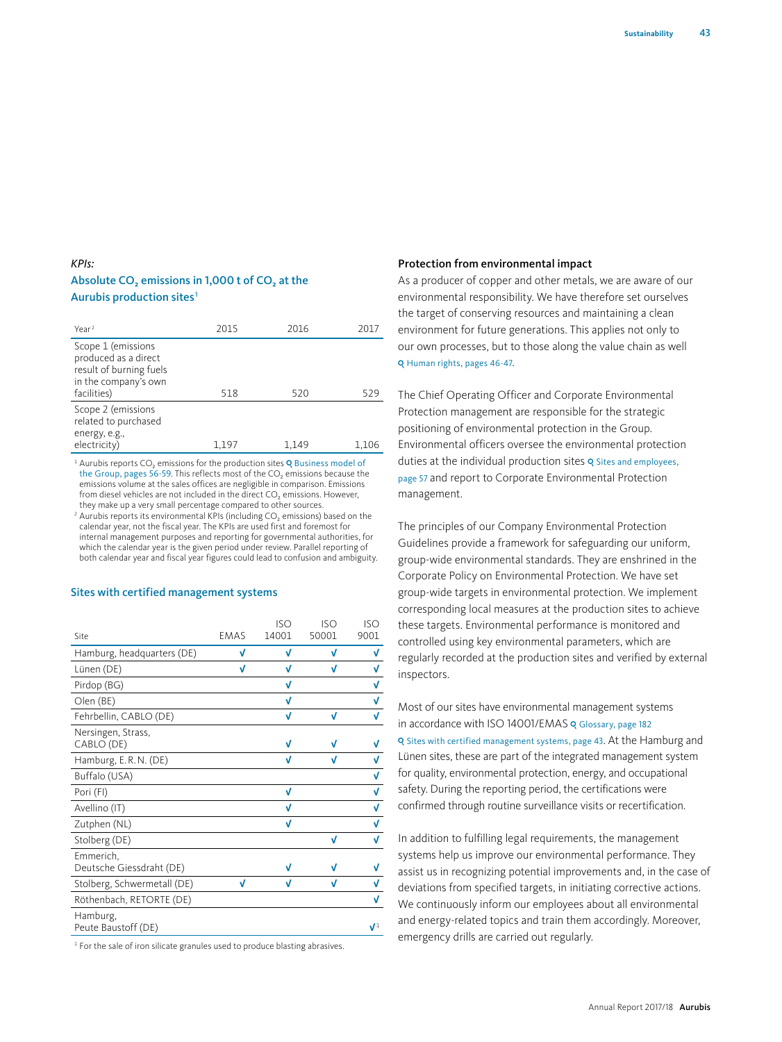*KPIs:*

### Absolute $CO_2$ emissions in 1,000 t of $CO_2$ at the Aurubis production sites[1]

| Year[2] | 2015 | 2016 | 2017 |
|---|---|---|---|
| Scope 1 (emissions produced as a direct result of burning fuels in the company's own facilities) | 518 | 520 | 529 |
| Scope 2 (emissions related to purchased energy, e.g., electricity) | 1,197 | 1,149 | 1,106 |

[1] Aurubis reports $CO_2$ emissions for the production sites Business model of the Group, pages 56-59. This reflects most of the $CO_2$ emissions because the emissions volume at the sales offices are negligible in comparison. Emissions from diesel vehicles are not included in the direct $CO_2$ emissions. However, they make up a very small percentage compared to other sources.

[2] Aurubis reports its environmental KPIs (including $CO_2$ emissions) based on the calendar year, not the fiscal year. The KPIs are used first and foremost for internal management purposes and reporting for governmental authorities, for which the calendar year is the given period under review. Parallel reporting of both calendar year and fiscal year figures could lead to confusion and ambiguity.

### Sites with certified management systems

| Site | EMAS | ISO 14001 | ISO 50001 | ISO 9001 |
|---|---|---|---|---|
| Hamburg, headquarters (DE) | √ | √ | √ | √ |
| Lünen (DE) | √ | √ | √ | √ |
| Pirdop (BG) | | √ | | √ |
| Olen (BE) | | √ | | √ |
| Fehrbellin, CABLO (DE) | | √ | √ | √ |
| Nersingen, Strass, CABLO (DE) | | √ | √ | √ |
| Hamburg, E.R.N. (DE) | | √ | √ | √ |
| Buffalo (USA) | | | | √ |
| Pori (FI) | | √ | | √ |
| Avellino (IT) | | √ | | √ |
| Zutphen (NL) | | √ | | √ |
| Stolberg (DE) | | | √ | √ |
| Emmerich, Deutsche Giessdraht (DE) | | √ | √ | √ |
| Stolberg, Schwermetall (DE) | √ | √ | √ | √ |
| Röthenbach, RETORTE (DE) | | | | √ |
| Hamburg, Peute Baustoff (DE) | | | | √[1] |

[1] For the sale of iron silicate granules used to produce blasting abrasives.

**Protection from environmental impact**

As a producer of copper and other metals, we are aware of our environmental responsibility. We have therefore set ourselves the target of conserving resources and maintaining a clean environment for future generations. This applies not only to our own processes, but to those along the value chain as well Human rights, pages 46-47.

The Chief Operating Officer and Corporate Environmental Protection management are responsible for the strategic positioning of environmental protection in the Group. Environmental officers oversee the environmental protection duties at the individual production sites Sites and employees, page 57 and report to Corporate Environmental Protection management.

The principles of our Company Environmental Protection Guidelines provide a framework for safeguarding our uniform, group-wide environmental standards. They are enshrined in the Corporate Policy on Environmental Protection. We have set group-wide targets in environmental protection. We implement corresponding local measures at the production sites to achieve these targets. Environmental performance is monitored and controlled using key environmental parameters, which are regularly recorded at the production sites and verified by external inspectors.

Most of our sites have environmental management systems in accordance with ISO 14001/EMAS Glossary, page 182 Sites with certified management systems, page 43. At the Hamburg and Lünen sites, these are part of the integrated management system for quality, environmental protection, energy, and occupational safety. During the reporting period, the certifications were confirmed through routine surveillance visits or recertification.

In addition to fulfilling legal requirements, the management systems help us improve our environmental performance. They assist us in recognizing potential improvements and, in the case of deviations from specified targets, in initiating corrective actions. We continuously inform our employees about all environmental and energy-related topics and train them accordingly. Moreover, emergency drills are carried out regularly.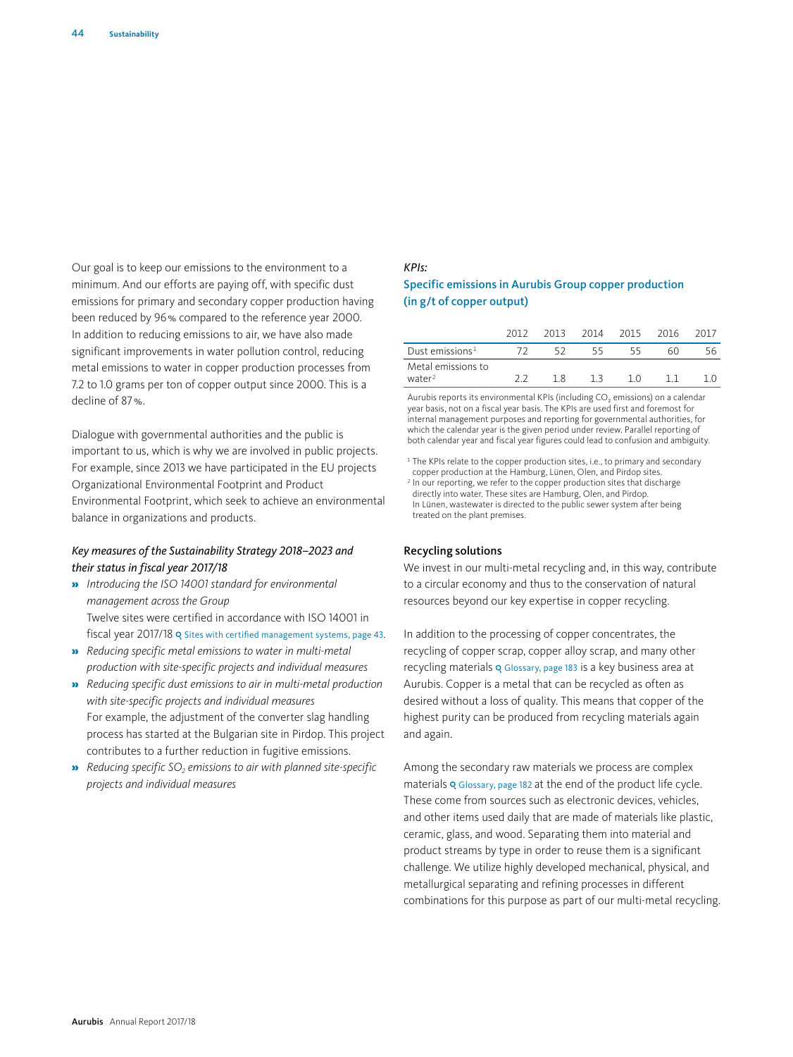Our goal is to keep our emissions to the environment to a minimum. And our efforts are paying off, with specific dust emissions for primary and secondary copper production having been reduced by 96 % compared to the reference year 2000. In addition to reducing emissions to air, we have also made significant improvements in water pollution control, reducing metal emissions to water in copper production processes from 7.2 to 1.0 grams per ton of copper output since 2000. This is a decline of 87 %.

Dialogue with governmental authorities and the public is important to us, which is why we are involved in public projects. For example, since 2013 we have participated in the EU projects Organizational Environmental Footprint and Product Environmental Footprint, which seek to achieve an environmental balance in organizations and products.

*Key measures of the Sustainability Strategy 2018–2023 and their status in fiscal year 2017/18*

- *Introducing the ISO 14001 standard for environmental management across the Group*
  Twelve sites were certified in accordance with ISO 14001 in fiscal year 2017/18 Sites with certified management systems, page 43.
- *Reducing specific metal emissions to water in multi-metal production with site-specific projects and individual measures*
- *Reducing specific dust emissions to air in multi-metal production with site-specific projects and individual measures*
  For example, the adjustment of the converter slag handling process has started at the Bulgarian site in Pirdop. This project contributes to a further reduction in fugitive emissions.
- *Reducing specific $SO_2$ emissions to air with planned site-specific projects and individual measures*

*KPIs:*

### Specific emissions in Aurubis Group copper production (in g/t of copper output)

| | 2012 | 2013 | 2014 | 2015 | 2016 | 2017 |
|---|---|---|---|---|---|---|
| Dust emissions[1] | 72 | 52 | 55 | 55 | 60 | 56 |
| Metal emissions to water[2] | 2.2 | 1.8 | 1.3 | 1.0 | 1.1 | 1.0 |

Aurubis reports its environmental KPIs (including $CO_2$ emissions) on a calendar year basis, not on a fiscal year basis. The KPIs are used first and foremost for internal management purposes and reporting for governmental authorities, for which the calendar year is the given period under review. Parallel reporting of both calendar year and fiscal year figures could lead to confusion and ambiguity.

[1] The KPIs relate to the copper production sites, i.e., to primary and secondary copper production at the Hamburg, Lünen, Olen, and Pirdop sites.
[2] In our reporting, we refer to the copper production sites that discharge directly into water. These sites are Hamburg, Olen, and Pirdop. In Lünen, wastewater is directed to the public sewer system after being treated on the plant premises.

### Recycling solutions

We invest in our multi-metal recycling and, in this way, contribute to a circular economy and thus to the conservation of natural resources beyond our key expertise in copper recycling.

In addition to the processing of copper concentrates, the recycling of copper scrap, copper alloy scrap, and many other recycling materials Glossary, page 183 is a key business area at Aurubis. Copper is a metal that can be recycled as often as desired without a loss of quality. This means that copper of the highest purity can be produced from recycling materials again and again.

Among the secondary raw materials we process are complex materials Glossary, page 182 at the end of the product life cycle. These come from sources such as electronic devices, vehicles, and other items used daily that are made of materials like plastic, ceramic, glass, and wood. Separating them into material and product streams by type in order to reuse them is a significant challenge. We utilize highly developed mechanical, physical, and metallurgical separating and refining processes in different combinations for this purpose as part of our multi-metal recycling.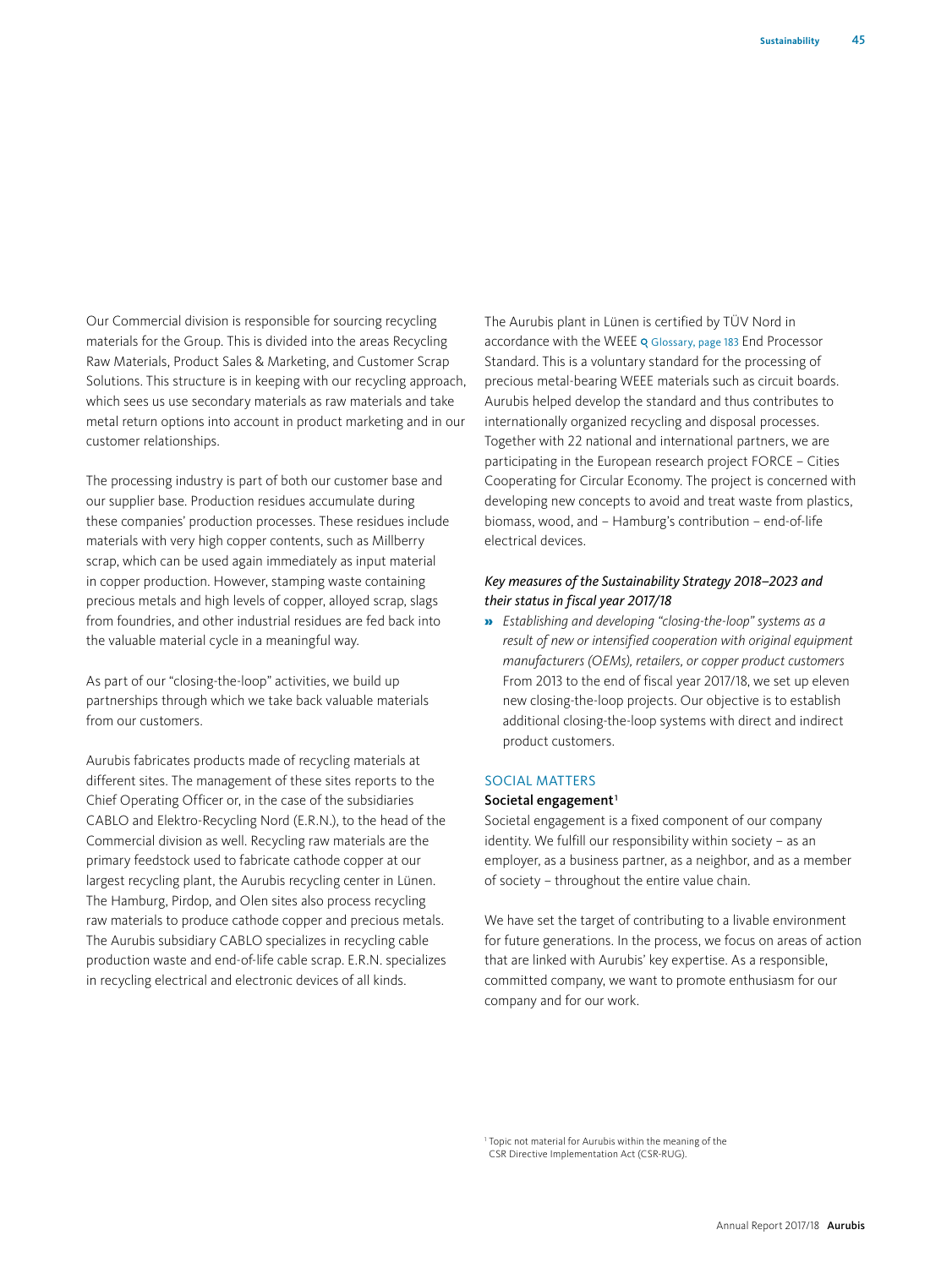Our Commercial division is responsible for sourcing recycling materials for the Group. This is divided into the areas Recycling Raw Materials, Product Sales & Marketing, and Customer Scrap Solutions. This structure is in keeping with our recycling approach, which sees us use secondary materials as raw materials and take metal return options into account in product marketing and in our customer relationships.

The processing industry is part of both our customer base and our supplier base. Production residues accumulate during these companies' production processes. These residues include materials with very high copper contents, such as Millberry scrap, which can be used again immediately as input material in copper production. However, stamping waste containing precious metals and high levels of copper, alloyed scrap, slags from foundries, and other industrial residues are fed back into the valuable material cycle in a meaningful way.

As part of our "closing-the-loop" activities, we build up partnerships through which we take back valuable materials from our customers.

Aurubis fabricates products made of recycling materials at different sites. The management of these sites reports to the Chief Operating Officer or, in the case of the subsidiaries CABLO and Elektro-Recycling Nord (E.R.N.), to the head of the Commercial division as well. Recycling raw materials are the primary feedstock used to fabricate cathode copper at our largest recycling plant, the Aurubis recycling center in Lünen. The Hamburg, Pirdop, and Olen sites also process recycling raw materials to produce cathode copper and precious metals. The Aurubis subsidiary CABLO specializes in recycling cable production waste and end-of-life cable scrap. E.R.N. specializes in recycling electrical and electronic devices of all kinds.

The Aurubis plant in Lünen is certified by TÜV Nord in accordance with the WEEE (Glossary, page 183) End Processor Standard. This is a voluntary standard for the processing of precious metal-bearing WEEE materials such as circuit boards. Aurubis helped develop the standard and thus contributes to internationally organized recycling and disposal processes. Together with 22 national and international partners, we are participating in the European research project FORCE – Cities Cooperating for Circular Economy. The project is concerned with developing new concepts to avoid and treat waste from plastics, biomass, wood, and – Hamburg's contribution – end-of-life electrical devices.

*Key measures of the Sustainability Strategy 2018–2023 and their status in fiscal year 2017/18*

- *Establishing and developing "closing-the-loop" systems as a result of new or intensified cooperation with original equipment manufacturers (OEMs), retailers, or copper product customers*
  From 2013 to the end of fiscal year 2017/18, we set up eleven new closing-the-loop projects. Our objective is to establish additional closing-the-loop systems with direct and indirect product customers.

## SOCIAL MATTERS

### Societal engagement[1]

Societal engagement is a fixed component of our company identity. We fulfill our responsibility within society – as an employer, as a business partner, as a neighbor, and as a member of society – throughout the entire value chain.

We have set the target of contributing to a livable environment for future generations. In the process, we focus on areas of action that are linked with Aurubis' key expertise. As a responsible, committed company, we want to promote enthusiasm for our company and for our work.

[1] Topic not material for Aurubis within the meaning of the CSR Directive Implementation Act (CSR-RUG).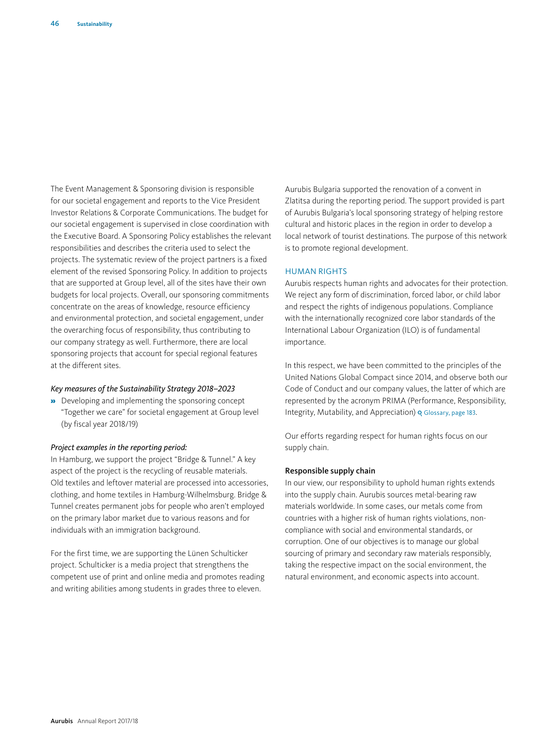The Event Management & Sponsoring division is responsible for our societal engagement and reports to the Vice President Investor Relations & Corporate Communications. The budget for our societal engagement is supervised in close coordination with the Executive Board. A Sponsoring Policy establishes the relevant responsibilities and describes the criteria used to select the projects. The systematic review of the project partners is a fixed element of the revised Sponsoring Policy. In addition to projects that are supported at Group level, all of the sites have their own budgets for local projects. Overall, our sponsoring commitments concentrate on the areas of knowledge, resource efficiency and environmental protection, and societal engagement, under the overarching focus of responsibility, thus contributing to our company strategy as well. Furthermore, there are local sponsoring projects that account for special regional features at the different sites.

*Key measures of the Sustainability Strategy 2018–2023*

- Developing and implementing the sponsoring concept "Together we care" for societal engagement at Group level (by fiscal year 2018/19)

*Project examples in the reporting period:*

In Hamburg, we support the project "Bridge & Tunnel." A key aspect of the project is the recycling of reusable materials. Old textiles and leftover material are processed into accessories, clothing, and home textiles in Hamburg-Wilhelmsburg. Bridge & Tunnel creates permanent jobs for people who aren't employed on the primary labor market due to various reasons and for individuals with an immigration background.

For the first time, we are supporting the Lünen Schulticker project. Schulticker is a media project that strengthens the competent use of print and online media and promotes reading and writing abilities among students in grades three to eleven.

Aurubis Bulgaria supported the renovation of a convent in Zlatitsa during the reporting period. The support provided is part of Aurubis Bulgaria's local sponsoring strategy of helping restore cultural and historic places in the region in order to develop a local network of tourist destinations. The purpose of this network is to promote regional development.

## HUMAN RIGHTS

Aurubis respects human rights and advocates for their protection. We reject any form of discrimination, forced labor, or child labor and respect the rights of indigenous populations. Compliance with the internationally recognized core labor standards of the International Labour Organization (ILO) is of fundamental importance.

In this respect, we have been committed to the principles of the United Nations Global Compact since 2014, and observe both our Code of Conduct and our company values, the latter of which are represented by the acronym PRIMA (Performance, Responsibility, Integrity, Mutability, and Appreciation) Glossary, page 183.

Our efforts regarding respect for human rights focus on our supply chain.

### Responsible supply chain

In our view, our responsibility to uphold human rights extends into the supply chain. Aurubis sources metal-bearing raw materials worldwide. In some cases, our metals come from countries with a higher risk of human rights violations, non-compliance with social and environmental standards, or corruption. One of our objectives is to manage our global sourcing of primary and secondary raw materials responsibly, taking the respective impact on the social environment, the natural environment, and economic aspects into account.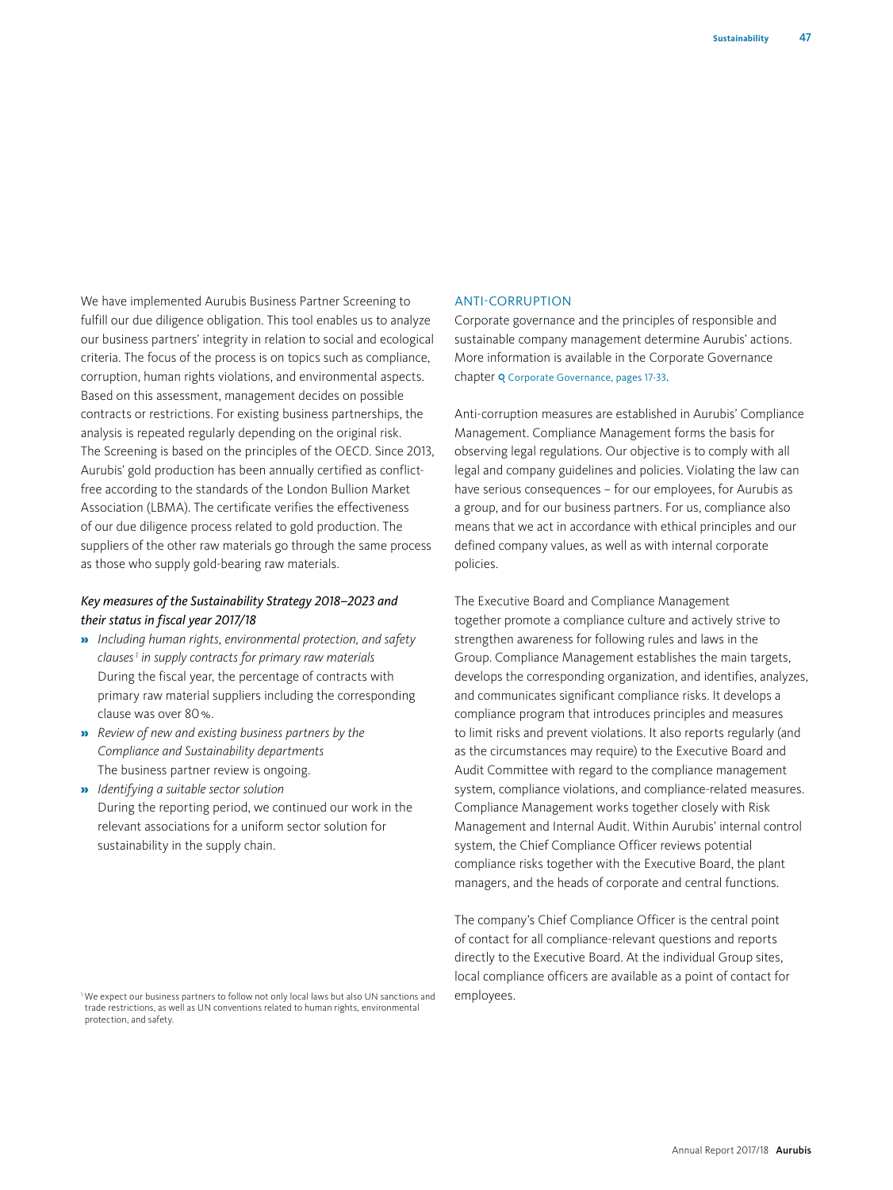We have implemented Aurubis Business Partner Screening to fulfill our due diligence obligation. This tool enables us to analyze our business partners' integrity in relation to social and ecological criteria. The focus of the process is on topics such as compliance, corruption, human rights violations, and environmental aspects. Based on this assessment, management decides on possible contracts or restrictions. For existing business partnerships, the analysis is repeated regularly depending on the original risk. The Screening is based on the principles of the OECD. Since 2013, Aurubis' gold production has been annually certified as conflict-free according to the standards of the London Bullion Market Association (LBMA). The certificate verifies the effectiveness of our due diligence process related to gold production. The suppliers of the other raw materials go through the same process as those who supply gold-bearing raw materials.

*Key measures of the Sustainability Strategy 2018–2023 and their status in fiscal year 2017/18*

- *Including human rights, environmental protection, and safety clauses[1] in supply contracts for primary raw materials*
  During the fiscal year, the percentage of contracts with primary raw material suppliers including the corresponding clause was over 80 %.
- *Review of new and existing business partners by the Compliance and Sustainability departments*
  The business partner review is ongoing.
- *Identifying a suitable sector solution*
  During the reporting period, we continued our work in the relevant associations for a uniform sector solution for sustainability in the supply chain.

[1] We expect our business partners to follow not only local laws but also UN sanctions and trade restrictions, as well as UN conventions related to human rights, environmental protection, and safety.

## ANTI-CORRUPTION

Corporate governance and the principles of responsible and sustainable company management determine Aurubis' actions. More information is available in the Corporate Governance chapter Corporate Governance, pages 17-33.

Anti-corruption measures are established in Aurubis' Compliance Management. Compliance Management forms the basis for observing legal regulations. Our objective is to comply with all legal and company guidelines and policies. Violating the law can have serious consequences – for our employees, for Aurubis as a group, and for our business partners. For us, compliance also means that we act in accordance with ethical principles and our defined company values, as well as with internal corporate policies.

The Executive Board and Compliance Management together promote a compliance culture and actively strive to strengthen awareness for following rules and laws in the Group. Compliance Management establishes the main targets, develops the corresponding organization, and identifies, analyzes, and communicates significant compliance risks. It develops a compliance program that introduces principles and measures to limit risks and prevent violations. It also reports regularly (and as the circumstances may require) to the Executive Board and Audit Committee with regard to the compliance management system, compliance violations, and compliance-related measures. Compliance Management works together closely with Risk Management and Internal Audit. Within Aurubis' internal control system, the Chief Compliance Officer reviews potential compliance risks together with the Executive Board, the plant managers, and the heads of corporate and central functions.

The company's Chief Compliance Officer is the central point of contact for all compliance-relevant questions and reports directly to the Executive Board. At the individual Group sites, local compliance officers are available as a point of contact for employees.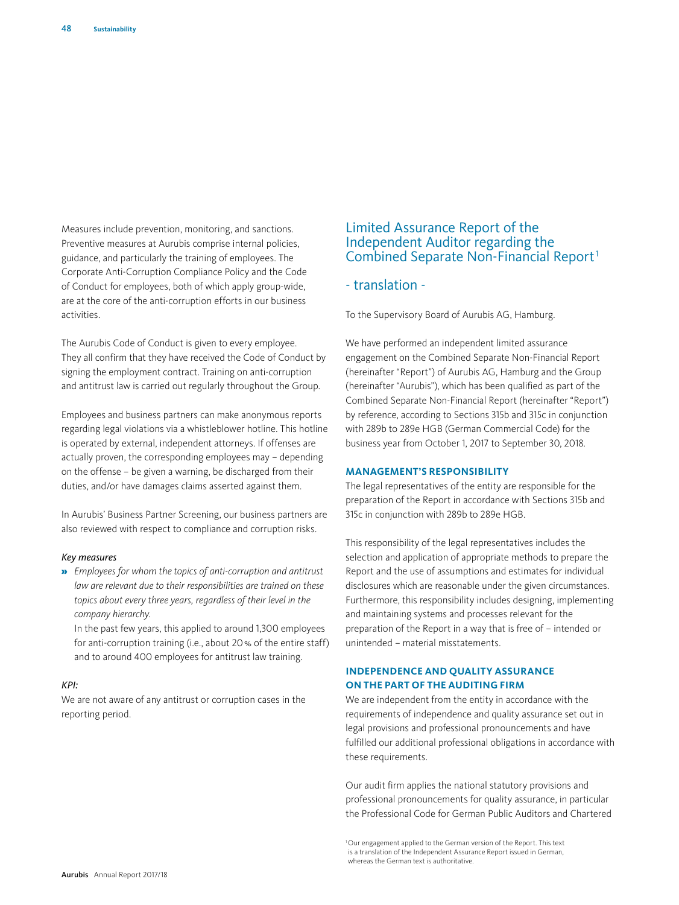Measures include prevention, monitoring, and sanctions. Preventive measures at Aurubis comprise internal policies, guidance, and particularly the training of employees. The Corporate Anti-Corruption Compliance Policy and the Code of Conduct for employees, both of which apply group-wide, are at the core of the anti-corruption efforts in our business activities.

The Aurubis Code of Conduct is given to every employee. They all confirm that they have received the Code of Conduct by signing the employment contract. Training on anti-corruption and antitrust law is carried out regularly throughout the Group.

Employees and business partners can make anonymous reports regarding legal violations via a whistleblower hotline. This hotline is operated by external, independent attorneys. If offenses are actually proven, the corresponding employees may – depending on the offense – be given a warning, be discharged from their duties, and/or have damages claims asserted against them.

In Aurubis' Business Partner Screening, our business partners are also reviewed with respect to compliance and corruption risks.

*Key measures*

» *Employees for whom the topics of anti-corruption and antitrust law are relevant due to their responsibilities are trained on these topics about every three years, regardless of their level in the company hierarchy.*

  In the past few years, this applied to around 1,300 employees for anti-corruption training (i.e., about 20 % of the entire staff) and to around 400 employees for antitrust law training.

*KPI:*

We are not aware of any antitrust or corruption cases in the reporting period.

# Limited Assurance Report of the Independent Auditor regarding the Combined Separate Non-Financial Report[1]

## - translation -

To the Supervisory Board of Aurubis AG, Hamburg.

We have performed an independent limited assurance engagement on the Combined Separate Non-Financial Report (hereinafter "Report") of Aurubis AG, Hamburg and the Group (hereinafter "Aurubis"), which has been qualified as part of the Combined Separate Non-Financial Report (hereinafter "Report") by reference, according to Sections 315b and 315c in conjunction with 289b to 289e HGB (German Commercial Code) for the business year from October 1, 2017 to September 30, 2018.

### MANAGEMENT'S RESPONSIBILITY

The legal representatives of the entity are responsible for the preparation of the Report in accordance with Sections 315b and 315c in conjunction with 289b to 289e HGB.

This responsibility of the legal representatives includes the selection and application of appropriate methods to prepare the Report and the use of assumptions and estimates for individual disclosures which are reasonable under the given circumstances. Furthermore, this responsibility includes designing, implementing and maintaining systems and processes relevant for the preparation of the Report in a way that is free of – intended or unintended – material misstatements.

### INDEPENDENCE AND QUALITY ASSURANCE ON THE PART OF THE AUDITING FIRM

We are independent from the entity in accordance with the requirements of independence and quality assurance set out in legal provisions and professional pronouncements and have fulfilled our additional professional obligations in accordance with these requirements.

Our audit firm applies the national statutory provisions and professional pronouncements for quality assurance, in particular the Professional Code for German Public Auditors and Chartered

[1] Our engagement applied to the German version of the Report. This text is a translation of the Independent Assurance Report issued in German, whereas the German text is authoritative.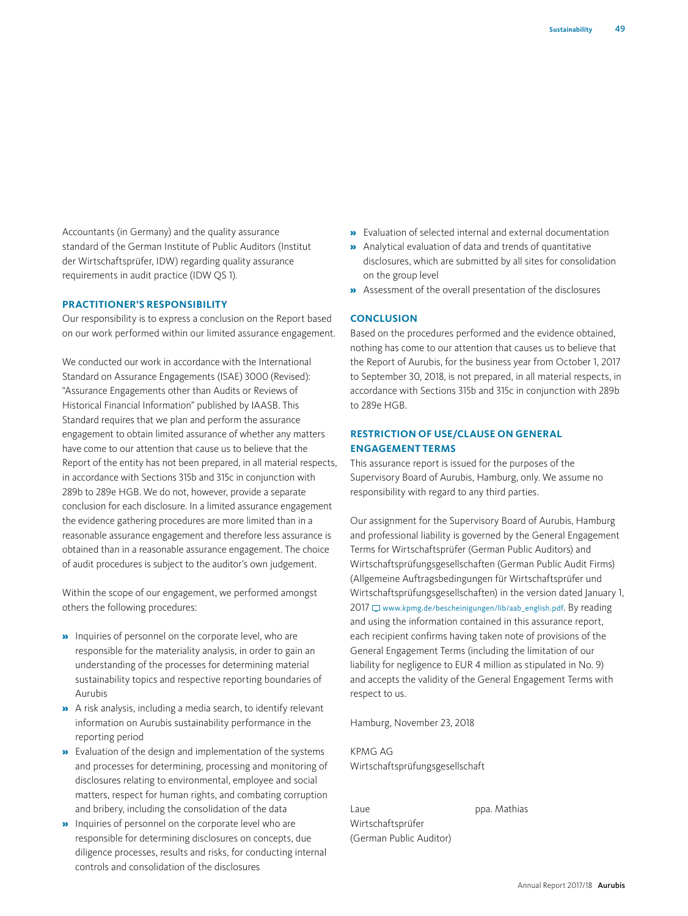Accountants (in Germany) and the quality assurance standard of the German Institute of Public Auditors (Institut der Wirtschaftsprüfer, IDW) regarding quality assurance requirements in audit practice (IDW QS 1).

### PRACTITIONER'S RESPONSIBILITY

Our responsibility is to express a conclusion on the Report based on our work performed within our limited assurance engagement.

We conducted our work in accordance with the International Standard on Assurance Engagements (ISAE) 3000 (Revised): "Assurance Engagements other than Audits or Reviews of Historical Financial Information" published by IAASB. This Standard requires that we plan and perform the assurance engagement to obtain limited assurance of whether any matters have come to our attention that cause us to believe that the Report of the entity has not been prepared, in all material respects, in accordance with Sections 315b and 315c in conjunction with 289b to 289e HGB. We do not, however, provide a separate conclusion for each disclosure. In a limited assurance engagement the evidence gathering procedures are more limited than in a reasonable assurance engagement and therefore less assurance is obtained than in a reasonable assurance engagement. The choice of audit procedures is subject to the auditor's own judgement.

Within the scope of our engagement, we performed amongst others the following procedures:

- Inquiries of personnel on the corporate level, who are responsible for the materiality analysis, in order to gain an understanding of the processes for determining material sustainability topics and respective reporting boundaries of Aurubis
- A risk analysis, including a media search, to identify relevant information on Aurubis sustainability performance in the reporting period
- Evaluation of the design and implementation of the systems and processes for determining, processing and monitoring of disclosures relating to environmental, employee and social matters, respect for human rights, and combating corruption and bribery, including the consolidation of the data
- Inquiries of personnel on the corporate level who are responsible for determining disclosures on concepts, due diligence processes, results and risks, for conducting internal controls and consolidation of the disclosures
- Evaluation of selected internal and external documentation
- Analytical evaluation of data and trends of quantitative disclosures, which are submitted by all sites for consolidation on the group level
- Assessment of the overall presentation of the disclosures

### CONCLUSION

Based on the procedures performed and the evidence obtained, nothing has come to our attention that causes us to believe that the Report of Aurubis, for the business year from October 1, 2017 to September 30, 2018, is not prepared, in all material respects, in accordance with Sections 315b and 315c in conjunction with 289b to 289e HGB.

### RESTRICTION OF USE/CLAUSE ON GENERAL ENGAGEMENT TERMS

This assurance report is issued for the purposes of the Supervisory Board of Aurubis, Hamburg, only. We assume no responsibility with regard to any third parties.

Our assignment for the Supervisory Board of Aurubis, Hamburg and professional liability is governed by the General Engagement Terms for Wirtschaftsprüfer (German Public Auditors) and Wirtschaftsprüfungsgesellschaften (German Public Audit Firms) (Allgemeine Auftragsbedingungen für Wirtschaftsprüfer und Wirtschaftsprüfungsgesellschaften) in the version dated January 1, 2017 www.kpmg.de/bescheinigungen/lib/aab_english.pdf. By reading and using the information contained in this assurance report, each recipient confirms having taken note of provisions of the General Engagement Terms (including the limitation of our liability for negligence to EUR 4 million as stipulated in No. 9) and accepts the validity of the General Engagement Terms with respect to us.

Hamburg, November 23, 2018

KPMG AG
Wirtschaftsprüfungsgesellschaft

Laue
Wirtschaftsprüfer
(German Public Auditor)

ppa. Mathias